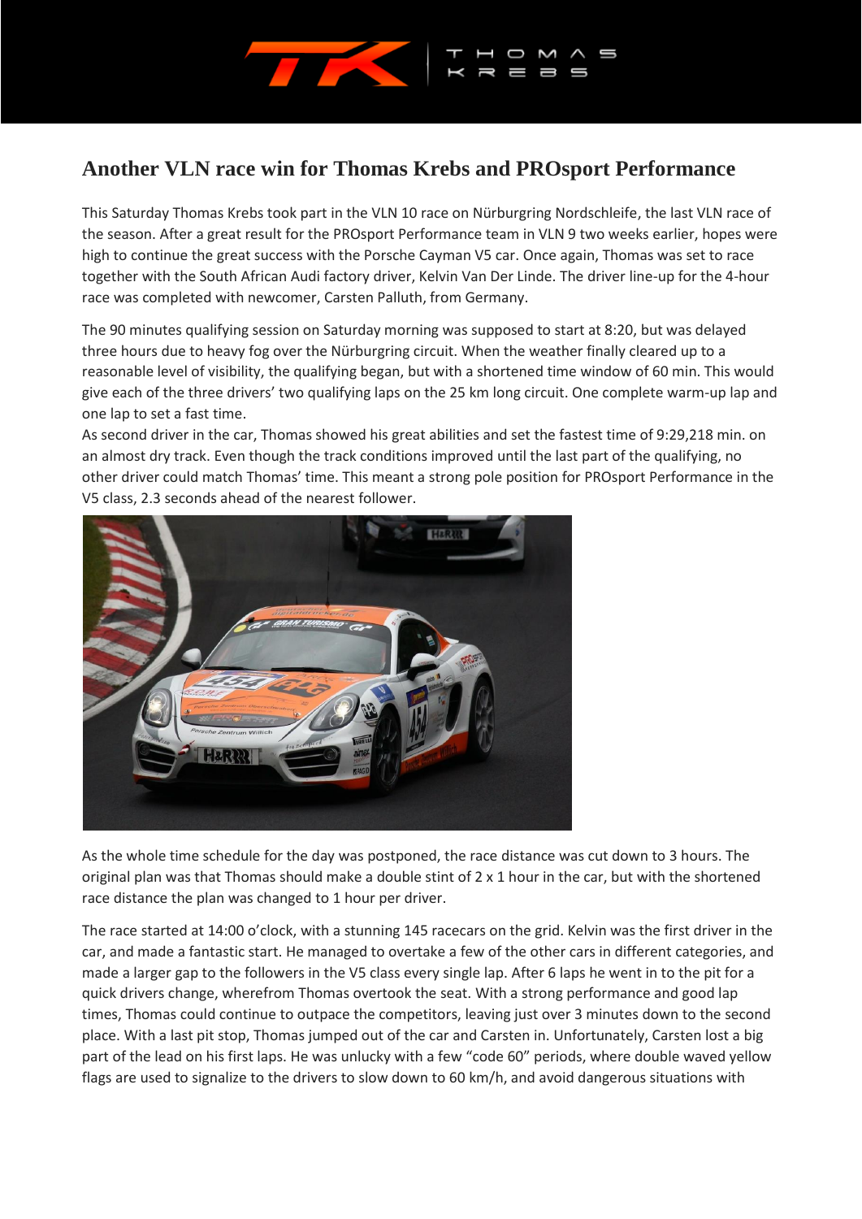# Another VLN race win for Thomas Krebs and PROsport Performance

This Saturday Thomas Krebs took part in the VLN 10 race on Nürburgring Nordschleife, the last VLN race of the season. After a great result for the PROsport Performance team in VLN 9 two weeks earlier, hopes were high to continue the great success with the Porsche Cayman V5 car. Once again, Thomas was set to race together with the South African Audi factory driver, Kelvin Van Der Linde. The driver line-up for the 4-hour race was completed with newcomer, Carsten Palluth, from Germany.

The 90 minutes qualifying session on Saturday morning was supposed to start at 8:20, but was delayed three hours due to heavy fog over the Nürburgring circuit. When the weather finally cleared up to a reasonable level of visibility, the qualifying began, but with a shortened time window of 60 min. This would give each of the three drivers' two qualifying laps on the 25 km long circuit. One complete warm-up lap and one lap to set a fast time.

As second driver in the car, Thomas showed his great abilities and set the fastest time of 9:29,218 min. on an almost dry track. Even though the track conditions improved until the last part of the qualifying, no other driver could match Thomas' time. This meant a strong pole position for PROsport Performance in the V5 class, 2.3 seconds ahead of the nearest follower.

As the whole time schedule for the day was postponed, the race distance was cut down to 3 hours. The original plan was that Thomas should make a double stint of 2 x 1 hour in the car, but with the shortened race distance the plan was changed to 1 hour per driver.

The race started at 14:00 o'clock, with a stunning 145 racecars on the grid. Kelvin was the first driver in the car, and made a fantastic start. He managed to overtake a few of the other cars in different categories, and made a larger gap to the followers in the V5 class every single lap. After 6 laps he went in to the pit for a quick drivers change, wherefrom Thomas overtook the seat. With a strong performance and good lap times, Thomas could continue to outpace the competitors, leaving just over 3 minutes down to the second place. With a last pit stop, Thomas jumped out of the car and Carsten in. Unfortunately, Carsten lost a big part of the lead on his first laps. He was unlucky with a few "code 60" periods, where double waved yellow flags are used to signalize to the drivers to slow down to 60 km/h, and avoid dangerous situations with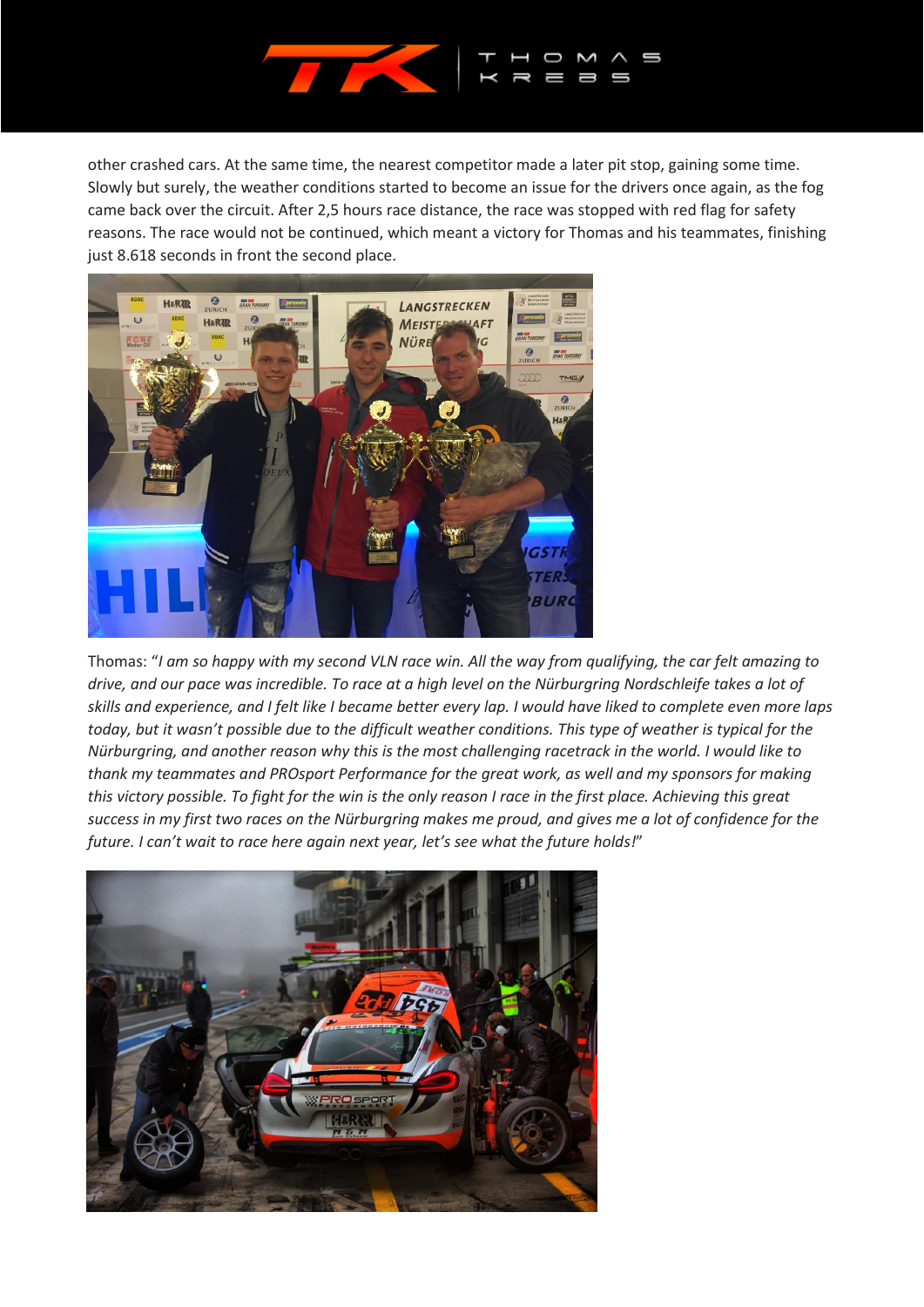other crashed cars. At the same time, the nearest competitor made a later pit stop, gaining some time. Slowly but surely, the weather conditions started to become an issue for the drivers once again, as the fog came back over the circuit. After 2,5 hours race distance, the race was stopped with red flag for safety reasons. The race would not be continued, which meant a victory for Thomas and his teammates, finishing just 8.618 seconds in front the second place.

Thomas: "*I am so happy with my second VLN race win. All the way from qualifying, the car felt amazing to drive, and our pace was incredible. To race at a high level on the Nürburgring Nordschleife takes a lot of skills and experience, and I felt like I became better every lap. I would have liked to complete even more laps today, but it wasn't possible due to the difficult weather conditions. This type of weather is typical for the Nürburgring, and another reason why this is the most challenging racetrack in the world. I would like to thank my teammates and PROsport Performance for the great work, as well and my sponsors for making this victory possible. To fight for the win is the only reason I race in the first place. Achieving this great success in my first two races on the Nürburgring makes me proud, and gives me a lot of confidence for the future. I can't wait to race here again next year, let's see what the future holds!*"